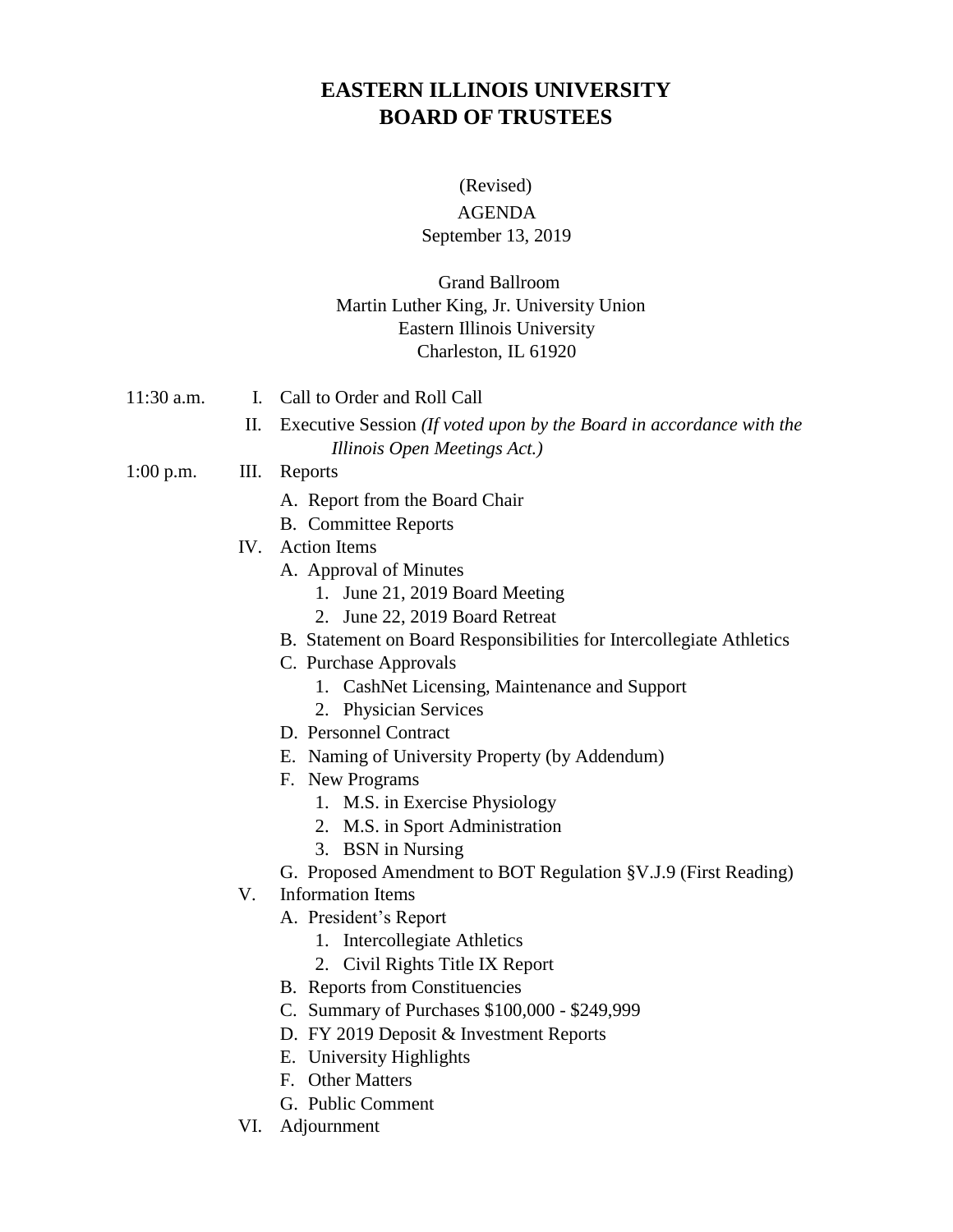# EASTERN ILLINOIS UNIVERSITY
# BOARD OF TRUSTEES

(Revised)

AGENDA

September 13, 2019

Grand Ballroom
Martin Luther King, Jr. University Union
Eastern Illinois University
Charleston, IL 61920

11:30 a.m. I. Call to Order and Roll Call

II. Executive Session *(If voted upon by the Board in accordance with the Illinois Open Meetings Act.)*

1:00 p.m. III. Reports

- A. Report from the Board Chair
- B. Committee Reports

IV. Action Items

- A. Approval of Minutes
  1. June 21, 2019 Board Meeting
  2. June 22, 2019 Board Retreat
- B. Statement on Board Responsibilities for Intercollegiate Athletics
- C. Purchase Approvals
  1. CashNet Licensing, Maintenance and Support
  2. Physician Services
- D. Personnel Contract
- E. Naming of University Property (by Addendum)
- F. New Programs
  1. M.S. in Exercise Physiology
  2. M.S. in Sport Administration
  3. BSN in Nursing
- G. Proposed Amendment to BOT Regulation §V.J.9 (First Reading)

V. Information Items

- A. President's Report
  1. Intercollegiate Athletics
  2. Civil Rights Title IX Report
- B. Reports from Constituencies
- C. Summary of Purchases $100,000 - $249,999
- D. FY 2019 Deposit & Investment Reports
- E. University Highlights
- F. Other Matters
- G. Public Comment

VI. Adjournment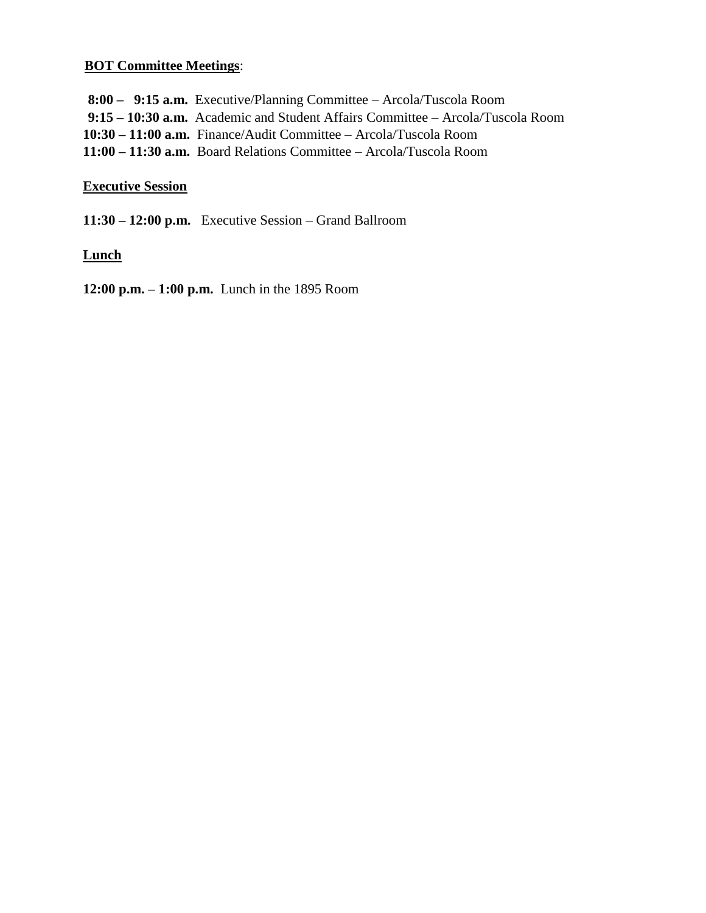**BOT Committee Meetings**:

**8:00 – 9:15 a.m.** Executive/Planning Committee – Arcola/Tuscola Room
**9:15 – 10:30 a.m.** Academic and Student Affairs Committee – Arcola/Tuscola Room
**10:30 – 11:00 a.m.** Finance/Audit Committee – Arcola/Tuscola Room
**11:00 – 11:30 a.m.** Board Relations Committee – Arcola/Tuscola Room

**Executive Session**

**11:30 – 12:00 p.m.** Executive Session – Grand Ballroom

**Lunch**

**12:00 p.m. – 1:00 p.m.** Lunch in the 1895 Room